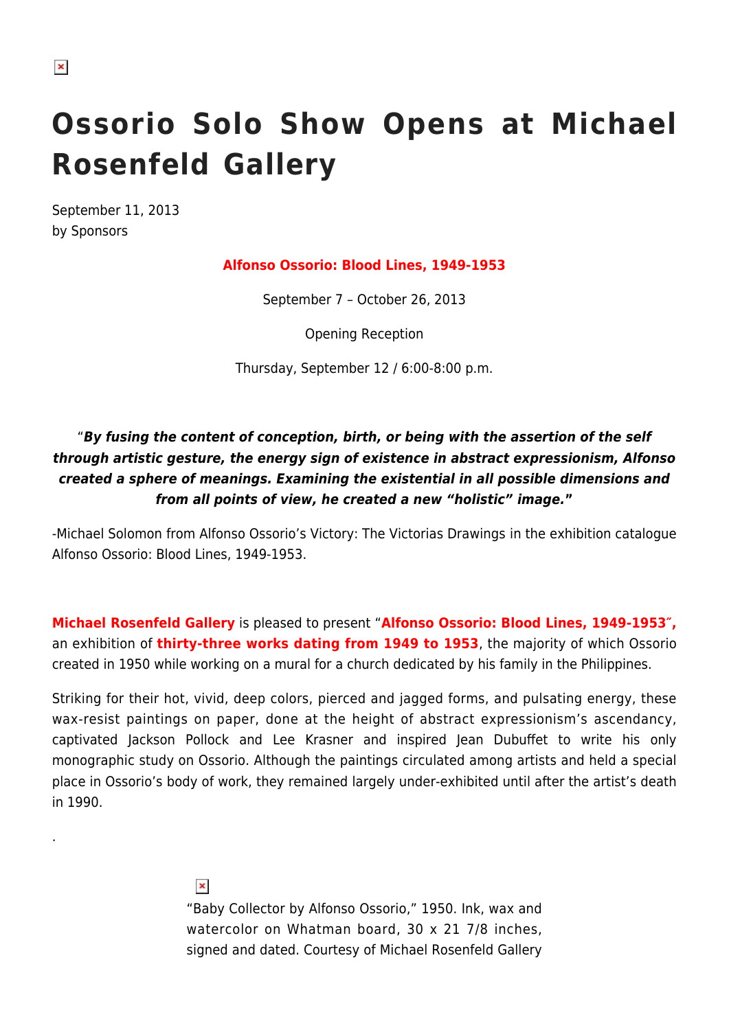# Ossorio Solo Show Opens at Michael Rosenfeld Gallery

September 11, 2013
by Sponsors

**Alfonso Ossorio: Blood Lines, 1949-1953**

September 7 – October 26, 2013

Opening Reception

Thursday, September 12 / 6:00-8:00 p.m.

"***By fusing the content of conception, birth, or being with the assertion of the self through artistic gesture, the energy sign of existence in abstract expressionism, Alfonso created a sphere of meanings. Examining the existential in all possible dimensions and from all points of view, he created a new "holistic" image."***

-Michael Solomon from Alfonso Ossorio's Victory: The Victorias Drawings in the exhibition catalogue Alfonso Ossorio: Blood Lines, 1949-1953.

**Michael Rosenfeld Gallery** is pleased to present "**Alfonso Ossorio: Blood Lines, 1949-1953″,** an exhibition of **thirty-three works dating from 1949 to 1953**, the majority of which Ossorio created in 1950 while working on a mural for a church dedicated by his family in the Philippines.

Striking for their hot, vivid, deep colors, pierced and jagged forms, and pulsating energy, these wax-resist paintings on paper, done at the height of abstract expressionism's ascendancy, captivated Jackson Pollock and Lee Krasner and inspired Jean Dubuffet to write his only monographic study on Ossorio. Although the paintings circulated among artists and held a special place in Ossorio's body of work, they remained largely under-exhibited until after the artist's death in 1990.

.

"Baby Collector by Alfonso Ossorio," 1950. Ink, wax and watercolor on Whatman board, 30 x 21 7/8 inches, signed and dated. Courtesy of Michael Rosenfeld Gallery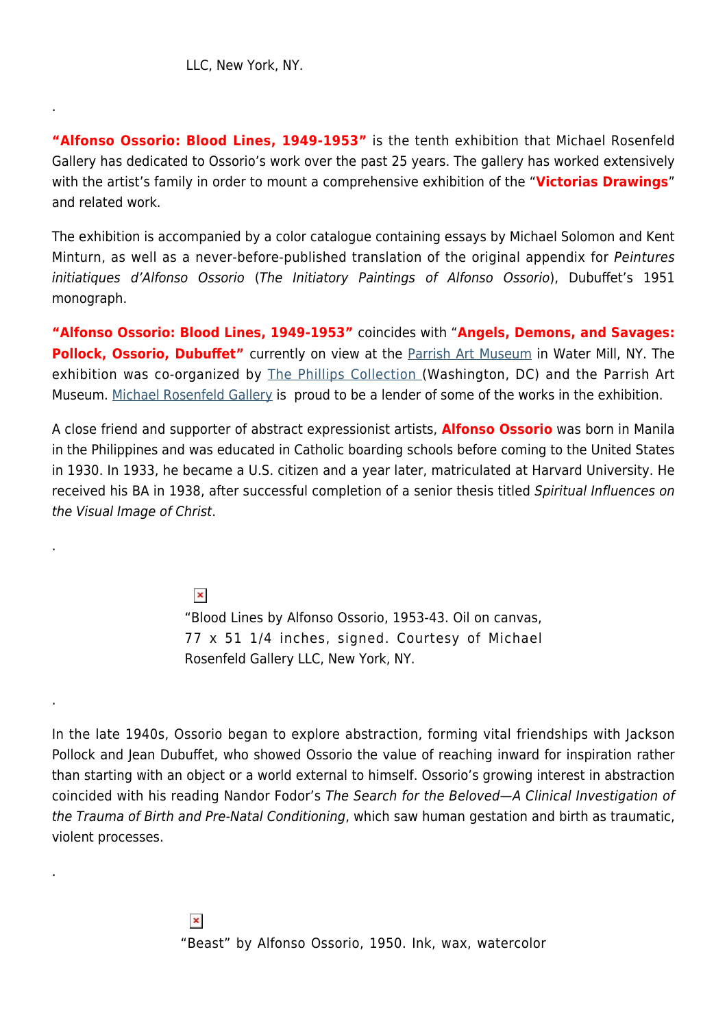LLC, New York, NY.

.

**"Alfonso Ossorio: Blood Lines, 1949-1953"** is the tenth exhibition that Michael Rosenfeld Gallery has dedicated to Ossorio's work over the past 25 years. The gallery has worked extensively with the artist's family in order to mount a comprehensive exhibition of the "**Victorias Drawings**" and related work.

The exhibition is accompanied by a color catalogue containing essays by Michael Solomon and Kent Minturn, as well as a never-before-published translation of the original appendix for *Peintures initiatiques d'Alfonso Ossorio* (*The Initiatory Paintings of Alfonso Ossorio*), Dubuffet's 1951 monograph.

**"Alfonso Ossorio: Blood Lines, 1949-1953"** coincides with "**Angels, Demons, and Savages: Pollock, Ossorio, Dubuffet"** currently on view at the Parrish Art Museum in Water Mill, NY. The exhibition was co-organized by The Phillips Collection (Washington, DC) and the Parrish Art Museum. Michael Rosenfeld Gallery is proud to be a lender of some of the works in the exhibition.

A close friend and supporter of abstract expressionist artists, **Alfonso Ossorio** was born in Manila in the Philippines and was educated in Catholic boarding schools before coming to the United States in 1930. In 1933, he became a U.S. citizen and a year later, matriculated at Harvard University. He received his BA in 1938, after successful completion of a senior thesis titled *Spiritual Influences on the Visual Image of Christ*.

.

"Blood Lines by Alfonso Ossorio, 1953-43. Oil on canvas, 77 x 51 1/4 inches, signed. Courtesy of Michael Rosenfeld Gallery LLC, New York, NY.

.

In the late 1940s, Ossorio began to explore abstraction, forming vital friendships with Jackson Pollock and Jean Dubuffet, who showed Ossorio the value of reaching inward for inspiration rather than starting with an object or a world external to himself. Ossorio's growing interest in abstraction coincided with his reading Nandor Fodor's *The Search for the Beloved—A Clinical Investigation of the Trauma of Birth and Pre-Natal Conditioning*, which saw human gestation and birth as traumatic, violent processes.

.

"Beast" by Alfonso Ossorio, 1950. Ink, wax, watercolor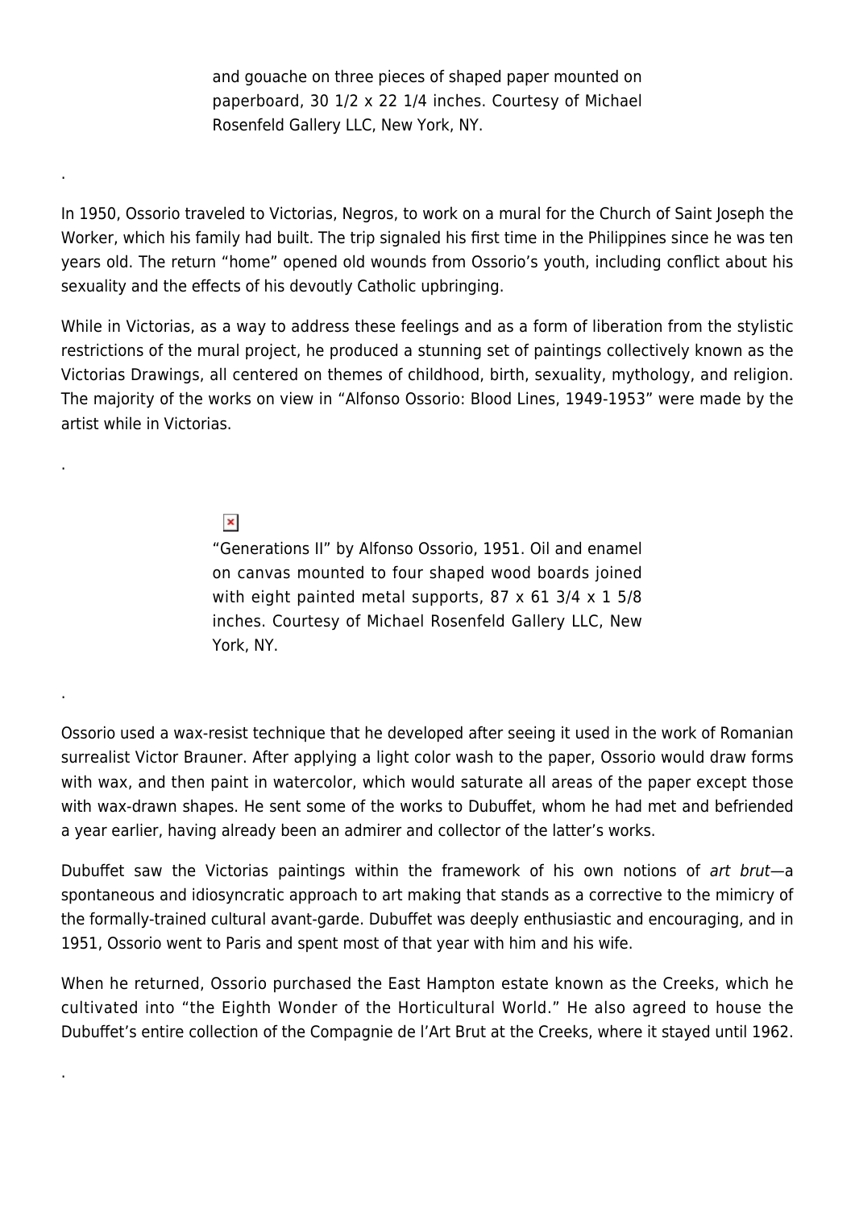and gouache on three pieces of shaped paper mounted on paperboard, 30 1/2 x 22 1/4 inches. Courtesy of Michael Rosenfeld Gallery LLC, New York, NY.

.

In 1950, Ossorio traveled to Victorias, Negros, to work on a mural for the Church of Saint Joseph the Worker, which his family had built. The trip signaled his first time in the Philippines since he was ten years old. The return "home" opened old wounds from Ossorio's youth, including conflict about his sexuality and the effects of his devoutly Catholic upbringing.

While in Victorias, as a way to address these feelings and as a form of liberation from the stylistic restrictions of the mural project, he produced a stunning set of paintings collectively known as the Victorias Drawings, all centered on themes of childhood, birth, sexuality, mythology, and religion. The majority of the works on view in "Alfonso Ossorio: Blood Lines, 1949-1953" were made by the artist while in Victorias.

.

"Generations II" by Alfonso Ossorio, 1951. Oil and enamel on canvas mounted to four shaped wood boards joined with eight painted metal supports, 87 x 61 3/4 x 1 5/8 inches. Courtesy of Michael Rosenfeld Gallery LLC, New York, NY.

.

Ossorio used a wax-resist technique that he developed after seeing it used in the work of Romanian surrealist Victor Brauner. After applying a light color wash to the paper, Ossorio would draw forms with wax, and then paint in watercolor, which would saturate all areas of the paper except those with wax-drawn shapes. He sent some of the works to Dubuffet, whom he had met and befriended a year earlier, having already been an admirer and collector of the latter's works.

Dubuffet saw the Victorias paintings within the framework of his own notions of *art brut*—a spontaneous and idiosyncratic approach to art making that stands as a corrective to the mimicry of the formally-trained cultural avant-garde. Dubuffet was deeply enthusiastic and encouraging, and in 1951, Ossorio went to Paris and spent most of that year with him and his wife.

When he returned, Ossorio purchased the East Hampton estate known as the Creeks, which he cultivated into "the Eighth Wonder of the Horticultural World." He also agreed to house the Dubuffet's entire collection of the Compagnie de l'Art Brut at the Creeks, where it stayed until 1962.

.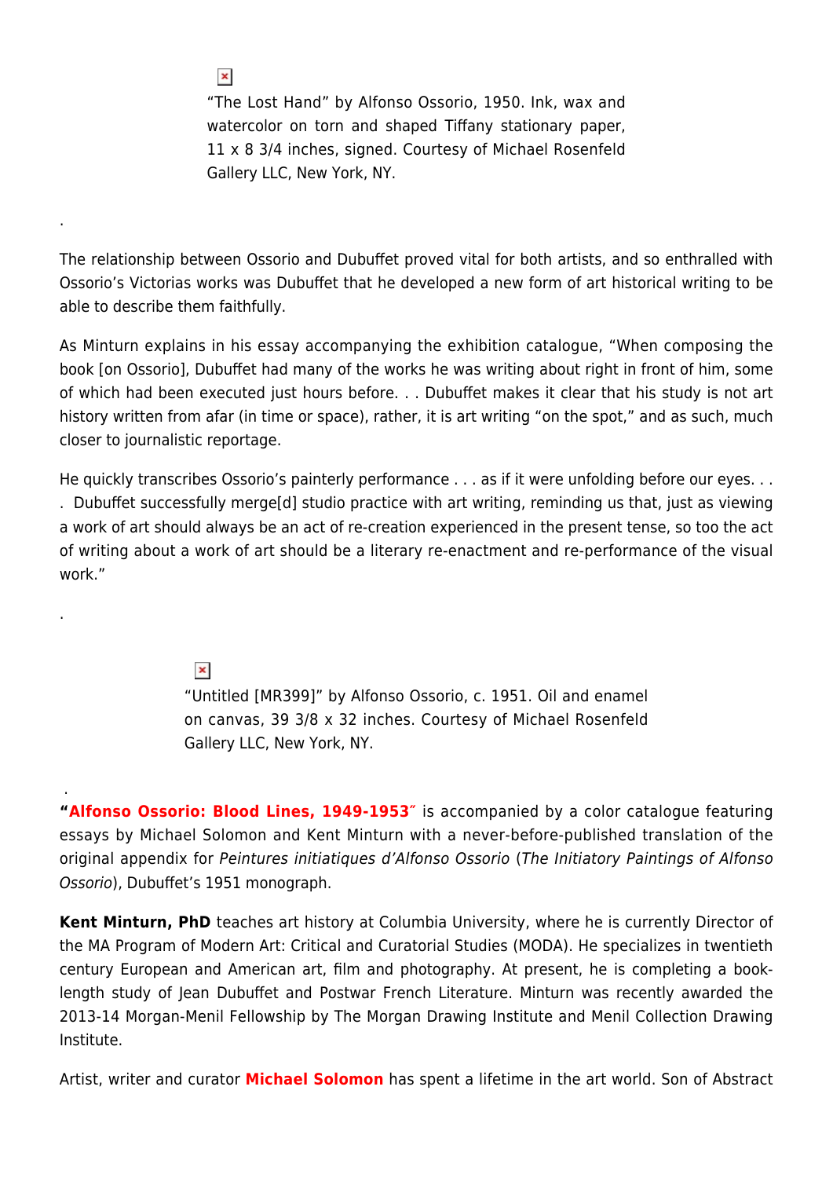"The Lost Hand" by Alfonso Ossorio, 1950. Ink, wax and watercolor on torn and shaped Tiffany stationary paper, 11 x 8 3/4 inches, signed. Courtesy of Michael Rosenfeld Gallery LLC, New York, NY.

.

The relationship between Ossorio and Dubuffet proved vital for both artists, and so enthralled with Ossorio's Victorias works was Dubuffet that he developed a new form of art historical writing to be able to describe them faithfully.

As Minturn explains in his essay accompanying the exhibition catalogue, "When composing the book [on Ossorio], Dubuffet had many of the works he was writing about right in front of him, some of which had been executed just hours before. . . Dubuffet makes it clear that his study is not art history written from afar (in time or space), rather, it is art writing "on the spot," and as such, much closer to journalistic reportage.

He quickly transcribes Ossorio's painterly performance . . . as if it were unfolding before our eyes. . . . Dubuffet successfully merge[d] studio practice with art writing, reminding us that, just as viewing a work of art should always be an act of re-creation experienced in the present tense, so too the act of writing about a work of art should be a literary re-enactment and re-performance of the visual work."

.

"Untitled [MR399]" by Alfonso Ossorio, c. 1951. Oil and enamel on canvas, 39 3/8 x 32 inches. Courtesy of Michael Rosenfeld Gallery LLC, New York, NY.

.

**"Alfonso Ossorio: Blood Lines, 1949-1953"** is accompanied by a color catalogue featuring essays by Michael Solomon and Kent Minturn with a never-before-published translation of the original appendix for *Peintures initiatiques d'Alfonso Ossorio* (*The Initiatory Paintings of Alfonso Ossorio*), Dubuffet's 1951 monograph.

**Kent Minturn, PhD** teaches art history at Columbia University, where he is currently Director of the MA Program of Modern Art: Critical and Curatorial Studies (MODA). He specializes in twentieth century European and American art, film and photography. At present, he is completing a book-length study of Jean Dubuffet and Postwar French Literature. Minturn was recently awarded the 2013-14 Morgan-Menil Fellowship by The Morgan Drawing Institute and Menil Collection Drawing Institute.

Artist, writer and curator **Michael Solomon** has spent a lifetime in the art world. Son of Abstract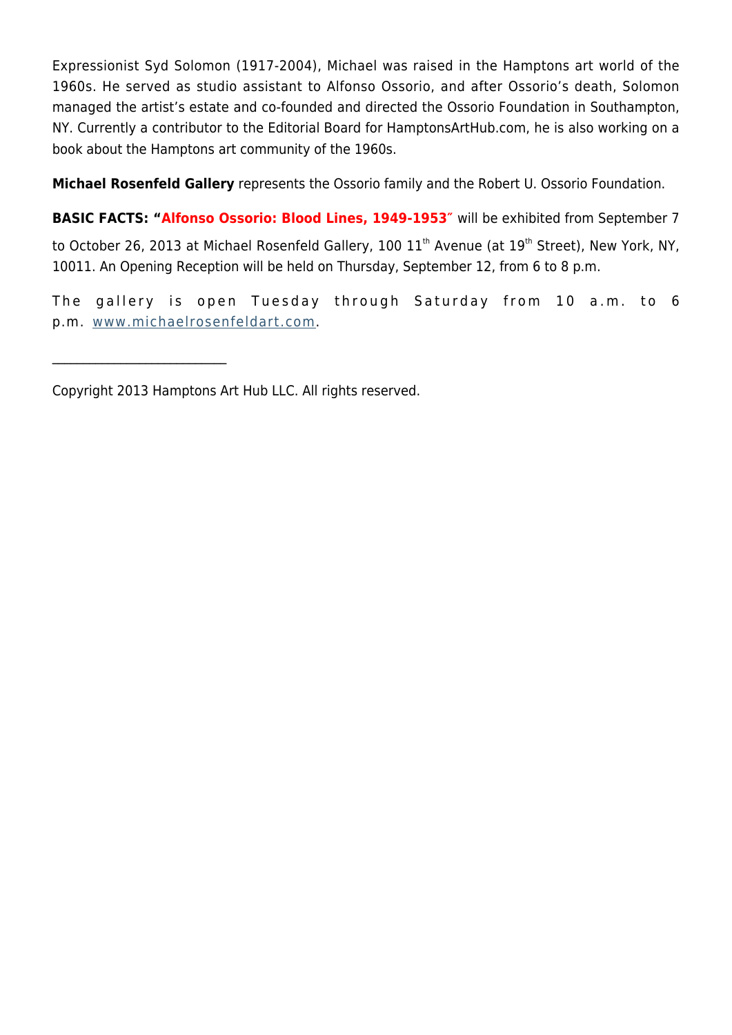Expressionist Syd Solomon (1917-2004), Michael was raised in the Hamptons art world of the 1960s. He served as studio assistant to Alfonso Ossorio, and after Ossorio's death, Solomon managed the artist's estate and co-founded and directed the Ossorio Foundation in Southampton, NY. Currently a contributor to the Editorial Board for HamptonsArtHub.com, he is also working on a book about the Hamptons art community of the 1960s.

**Michael Rosenfeld Gallery** represents the Ossorio family and the Robert U. Ossorio Foundation.

**BASIC FACTS: "Alfonso Ossorio: Blood Lines, 1949-1953**" will be exhibited from September 7 to October 26, 2013 at Michael Rosenfeld Gallery, 100 11th Avenue (at 19th Street), New York, NY, 10011. An Opening Reception will be held on Thursday, September 12, from 6 to 8 p.m.

The gallery is open Tuesday through Saturday from 10 a.m. to 6 p.m. www.michaelrosenfeldart.com.

\_\_\_\_\_\_\_\_\_\_\_\_\_\_\_\_\_\_\_\_\_\_\_\_\_\_

Copyright 2013 Hamptons Art Hub LLC. All rights reserved.